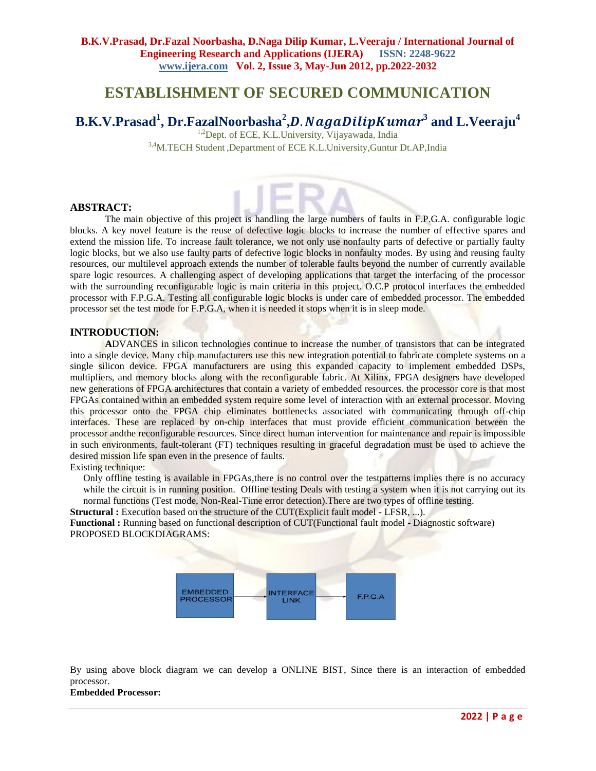# ESTABLISHMENT OF SECURED COMMUNICATION

**B.K.V.Prasad[1], Dr.FazalNoorbasha[2], D. NagaDilipKumar[3] and L.Veeraju[4]**

[1,2]Dept. of ECE, K.L.University, Vijayawada, India

[3,4]M.TECH Student ,Department of ECE K.L.University,Guntur Dt.AP,India

## ABSTRACT:

The main objective of this project is handling the large numbers of faults in F.P.G.A. configurable logic blocks. A key novel feature is the reuse of defective logic blocks to increase the number of effective spares and extend the mission life. To increase fault tolerance, we not only use nonfaulty parts of defective or partially faulty logic blocks, but we also use faulty parts of defective logic blocks in nonfaulty modes. By using and reusing faulty resources, our multilevel approach extends the number of tolerable faults beyond the number of currently available spare logic resources. A challenging aspect of developing applications that target the interfacing of the processor with the surrounding reconfigurable logic is main criteria in this project. O.C.P protocol interfaces the embedded processor with F.P.G.A. Testing all configurable logic blocks is under care of embedded processor. The embedded processor set the test mode for F.P.G.A, when it is needed it stops when it is in sleep mode.

## INTRODUCTION:

**A**DVANCES in silicon technologies continue to increase the number of transistors that can be integrated into a single device. Many chip manufacturers use this new integration potential to fabricate complete systems on a single silicon device. FPGA manufacturers are using this expanded capacity to implement embedded DSPs, multipliers, and memory blocks along with the reconfigurable fabric. At Xilinx, FPGA designers have developed new generations of FPGA architectures that contain a variety of embedded resources. the processor core is that most FPGAs contained within an embedded system require some level of interaction with an external processor. Moving this processor onto the FPGA chip eliminates bottlenecks associated with communicating through off-chip interfaces. These are replaced by on-chip interfaces that must provide efficient communication between the processor andthe reconfigurable resources. Since direct human intervention for maintenance and repair is impossible in such environments, fault-tolerant (FT) techniques resulting in graceful degradation must be used to achieve the desired mission life span even in the presence of faults.

Existing technique:

Only offline testing is available in FPGAs,there is no control over the testpatterns implies there is no accuracy while the circuit is in running position. Offline testing Deals with testing a system when it is not carrying out its normal functions (Test mode, Non-Real-Time error detection).There are two types of offline testing.

**Structural :** Execution based on the structure of the CUT(Explicit fault model - LFSR, ...).

**Functional :** Running based on functional description of CUT(Functional fault model - Diagnostic software)

PROPOSED BLOCKDIAGRAMS:

EMBEDDED PROCESSOR → INTERFACE LINK → F.P.G.A

By using above block diagram we can develop a ONLINE BIST, Since there is an interaction of embedded processor.

**Embedded Processor:**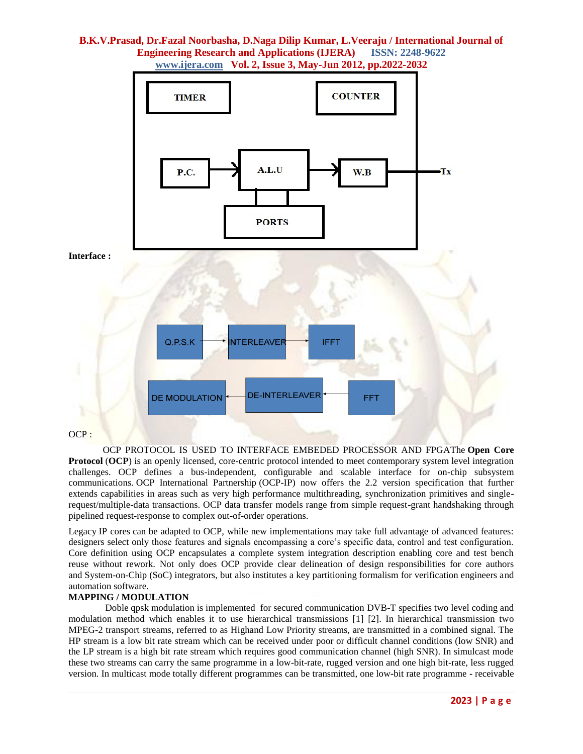**Interface :**

OCP :

OCP PROTOCOL IS USED TO INTERFACE EMBEDED PROCESSOR AND FPGAThe **Open Core Protocol** (**OCP**) is an openly licensed, core-centric protocol intended to meet contemporary system level integration challenges. OCP defines a bus-independent, configurable and scalable interface for on-chip subsystem communications. OCP International Partnership (OCP-IP) now offers the 2.2 version specification that further extends capabilities in areas such as very high performance multithreading, synchronization primitives and single-request/multiple-data transactions. OCP data transfer models range from simple request-grant handshaking through pipelined request-response to complex out-of-order operations.

Legacy IP cores can be adapted to OCP, while new implementations may take full advantage of advanced features: designers select only those features and signals encompassing a core's specific data, control and test configuration. Core definition using OCP encapsulates a complete system integration description enabling core and test bench reuse without rework. Not only does OCP provide clear delineation of design responsibilities for core authors and System-on-Chip (SoC) integrators, but also institutes a key partitioning formalism for verification engineers and automation software.

**MAPPING / MODULATION**

Doble qpsk modulation is implemented for secured communication DVB-T specifies two level coding and modulation method which enables it to use hierarchical transmissions [1] [2]. In hierarchical transmission two MPEG-2 transport streams, referred to as Highand Low Priority streams, are transmitted in a combined signal. The HP stream is a low bit rate stream which can be received under poor or difficult channel conditions (low SNR) and the LP stream is a high bit rate stream which requires good communication channel (high SNR). In simulcast mode these two streams can carry the same programme in a low-bit-rate, rugged version and one high bit-rate, less rugged version. In multicast mode totally different programmes can be transmitted, one low-bit rate programme - receivable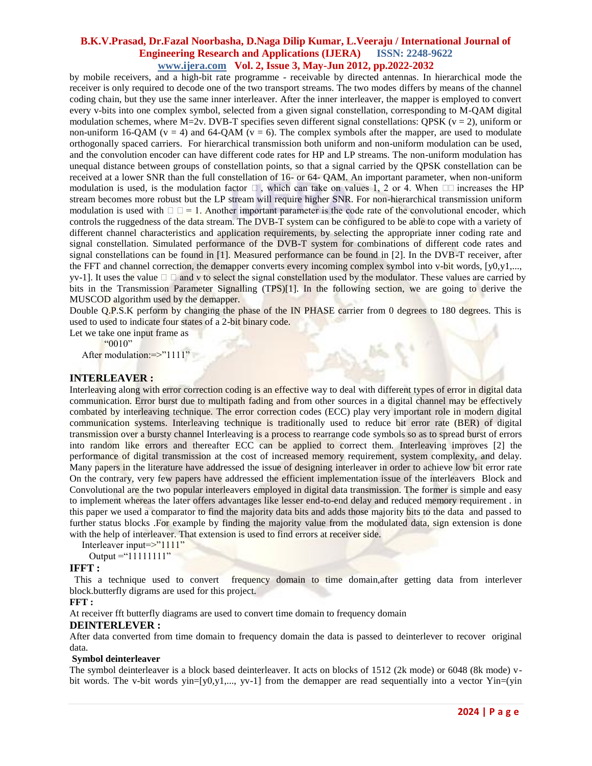by mobile receivers, and a high-bit rate programme - receivable by directed antennas. In hierarchical mode the receiver is only required to decode one of the two transport streams. The two modes differs by means of the channel coding chain, but they use the same inner interleaver. After the inner interleaver, the mapper is employed to convert every v-bits into one complex symbol, selected from a given signal constellation, corresponding to M-QAM digital modulation schemes, where M=2v. DVB-T specifies seven different signal constellations: QPSK (v = 2), uniform or non-uniform 16-QAM (v = 4) and 64-QAM (v = 6). The complex symbols after the mapper, are used to modulate orthogonally spaced carriers. For hierarchical transmission both uniform and non-uniform modulation can be used, and the convolution encoder can have different code rates for HP and LP streams. The non-uniform modulation has unequal distance between groups of constellation points, so that a signal carried by the QPSK constellation can be received at a lower SNR than the full constellation of 16- or 64- QAM. An important parameter, when non-uniform modulation is used, is the modulation factor □, which can take on values 1, 2 or 4. When □□ increases the HP stream becomes more robust but the LP stream will require higher SNR. For non-hierarchical transmission uniform modulation is used with □ □ = 1. Another important parameter is the code rate of the convolutional encoder, which controls the ruggedness of the data stream. The DVB-T system can be configured to be able to cope with a variety of different channel characteristics and application requirements, by selecting the appropriate inner coding rate and signal constellation. Simulated performance of the DVB-T system for combinations of different code rates and signal constellations can be found in [1]. Measured performance can be found in [2]. In the DVB-T receiver, after the FFT and channel correction, the demapper converts every incoming complex symbol into v-bit words, [y0,y1,..., yv-1]. It uses the value □ □ and v to select the signal constellation used by the modulator. These values are carried by bits in the Transmission Parameter Signalling (TPS)[1]. In the following section, we are going to derive the MUSCOD algorithm used by the demapper.

Double Q.P.S.K perform by changing the phase of the IN PHASE carrier from 0 degrees to 180 degrees. This is used to used to indicate four states of a 2-bit binary code.

Let we take one input frame as

"0010"

After modulation:=>"1111"

## INTERLEAVER :

Interleaving along with error correction coding is an effective way to deal with different types of error in digital data communication. Error burst due to multipath fading and from other sources in a digital channel may be effectively combated by interleaving technique. The error correction codes (ECC) play very important role in modern digital communication systems. Interleaving technique is traditionally used to reduce bit error rate (BER) of digital transmission over a bursty channel Interleaving is a process to rearrange code symbols so as to spread burst of errors into random like errors and thereafter ECC can be applied to correct them. Interleaving improves [2] the performance of digital transmission at the cost of increased memory requirement, system complexity, and delay. Many papers in the literature have addressed the issue of designing interleaver in order to achieve low bit error rate On the contrary, very few papers have addressed the efficient implementation issue of the interleavers Block and Convolutional are the two popular interleavers employed in digital data transmission. The former is simple and easy to implement whereas the later offers advantages like lesser end-to-end delay and reduced memory requirement . in this paper we used a comparator to find the majority data bits and adds those majority bits to the data and passed to further status blocks .For example by finding the majority value from the modulated data, sign extension is done with the help of interleaver. That extension is used to find errors at receiver side.

Interleaver input=>"1111"

Output ="11111111"

## IFFT :

This a technique used to convert frequency domain to time domain,after getting data from interlever block.butterfly digrams are used for this project.

## FFT :

At receiver fft butterfly diagrams are used to convert time domain to frequency domain

## DEINTERLEVER :

After data converted from time domain to frequency domain the data is passed to deinterlever to recover original data.

### Symbol deinterleaver

The symbol deinterleaver is a block based deinterleaver. It acts on blocks of 1512 (2k mode) or 6048 (8k mode) v-bit words. The v-bit words yin=[y0,y1,..., yv-1] from the demapper are read sequentially into a vector Yin=(yin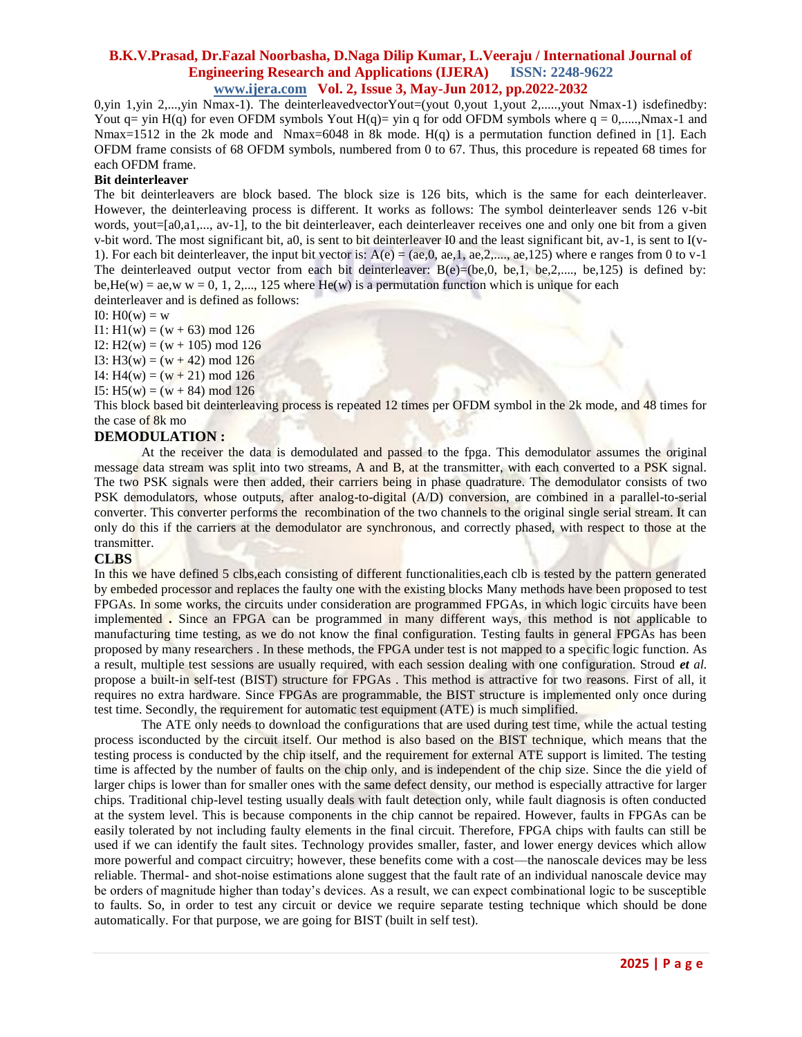$0, y_{in}\ 1, y_{in}\ 2, \ldots, y_{in}\ N_{max}-1)$. The deinterleavedvector$Y_{out}=(y_{out}\ 0, y_{out}\ 1, y_{out}\ 2, \ldots, y_{out}\ N_{max}-1)$ isdefinedby: $Y_{out}\ q = y_{in}\ H(q)$ for even OFDM symbols $Y_{out}\ H(q) = y_{in}\ q$ for odd OFDM symbols where $q = 0, \ldots, N_{max}-1$ and $N_{max}=1512$ in the 2k mode and $N_{max}=6048$ in 8k mode. $H(q)$ is a permutation function defined in [1]. Each OFDM frame consists of 68 OFDM symbols, numbered from 0 to 67. Thus, this procedure is repeated 68 times for each OFDM frame.

**Bit deinterleaver**

The bit deinterleavers are block based. The block size is 126 bits, which is the same for each deinterleaver. However, the deinterleaving process is different. It works as follows: The symbol deinterleaver sends 126 v-bit words, $y_{out}=[a0, a1, \ldots, av-1]$, to the bit deinterleaver, each deinterleaver receives one and only one bit from a given v-bit word. The most significant bit, $a0$, is sent to bit deinterleaver $I0$ and the least significant bit, $av-1$, is sent to $I(v-1)$. For each bit deinterleaver, the input bit vector is: $A(e) = (ae,0, ae,1, ae,2, \ldots, ae,125)$ where e ranges from 0 to v-1 The deinterleaved output vector from each bit deinterleaver: $B(e)=(be,0, be,1, be,2, \ldots, be,125)$ is defined by: $be,He(w) = ae,w$ $w = 0, 1, 2, \ldots, 125$ where $He(w)$ is a permutation function which is unique for each deinterleaver and is defined as follows:

I0: $H0(w) = w$

I1: $H1(w) = (w + 63) \bmod 126$

I2: $H2(w) = (w + 105) \bmod 126$

I3: $H3(w) = (w + 42) \bmod 126$

I4: $H4(w) = (w + 21) \bmod 126$

I5: $H5(w) = (w + 84) \bmod 126$

This block based bit deinterleaving process is repeated 12 times per OFDM symbol in the 2k mode, and 48 times for the case of 8k mo

## DEMODULATION :

At the receiver the data is demodulated and passed to the fpga. This demodulator assumes the original message data stream was split into two streams, A and B, at the transmitter, with each converted to a PSK signal. The two PSK signals were then added, their carriers being in phase quadrature. The demodulator consists of two PSK demodulators, whose outputs, after analog-to-digital (A/D) conversion, are combined in a parallel-to-serial converter. This converter performs the recombination of the two channels to the original single serial stream. It can only do this if the carriers at the demodulator are synchronous, and correctly phased, with respect to those at the transmitter.

## CLBS

In this we have defined 5 clbs,each consisting of different functionalities,each clb is tested by the pattern generated by embeded processor and replaces the faulty one with the existing blocks Many methods have been proposed to test FPGAs. In some works, the circuits under consideration are programmed FPGAs, in which logic circuits have been implemented **.** Since an FPGA can be programmed in many different ways, this method is not applicable to manufacturing time testing, as we do not know the final configuration. Testing faults in general FPGAs has been proposed by many researchers . In these methods, the FPGA under test is not mapped to a specific logic function. As a result, multiple test sessions are usually required, with each session dealing with one configuration. Stroud ***et** al.* propose a built-in self-test (BIST) structure for FPGAs . This method is attractive for two reasons. First of all, it requires no extra hardware. Since FPGAs are programmable, the BIST structure is implemented only once during test time. Secondly, the requirement for automatic test equipment (ATE) is much simplified.

The ATE only needs to download the configurations that are used during test time, while the actual testing process isconducted by the circuit itself. Our method is also based on the BIST technique, which means that the testing process is conducted by the chip itself, and the requirement for external ATE support is limited. The testing time is affected by the number of faults on the chip only, and is independent of the chip size. Since the die yield of larger chips is lower than for smaller ones with the same defect density, our method is especially attractive for larger chips. Traditional chip-level testing usually deals with fault detection only, while fault diagnosis is often conducted at the system level. This is because components in the chip cannot be repaired. However, faults in FPGAs can be easily tolerated by not including faulty elements in the final circuit. Therefore, FPGA chips with faults can still be used if we can identify the fault sites. Technology provides smaller, faster, and lower energy devices which allow more powerful and compact circuitry; however, these benefits come with a cost—the nanoscale devices may be less reliable. Thermal- and shot-noise estimations alone suggest that the fault rate of an individual nanoscale device may be orders of magnitude higher than today's devices. As a result, we can expect combinational logic to be susceptible to faults. So, in order to test any circuit or device we require separate testing technique which should be done automatically. For that purpose, we are going for BIST (built in self test).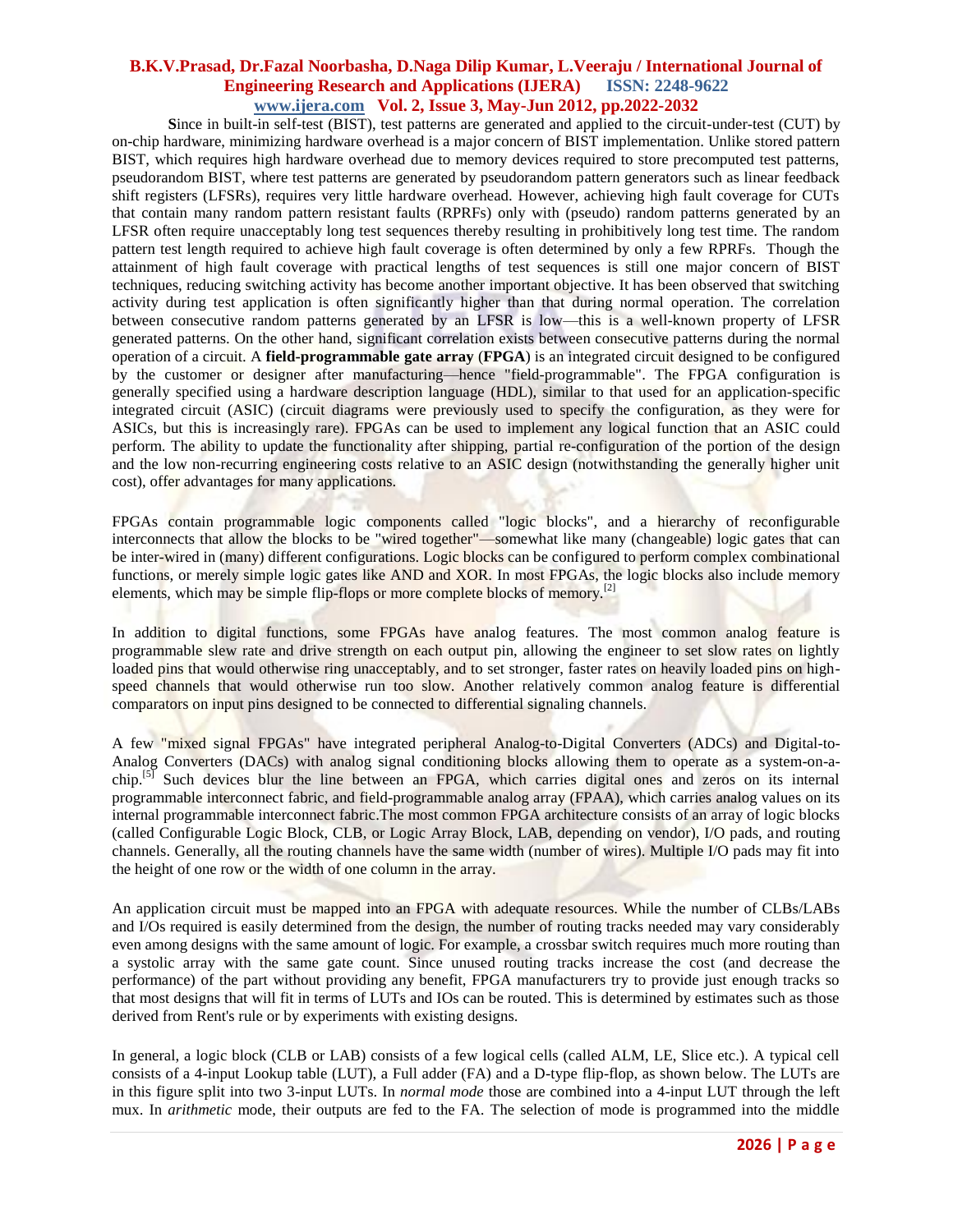**S**ince in built-in self-test (BIST), test patterns are generated and applied to the circuit-under-test (CUT) by on-chip hardware, minimizing hardware overhead is a major concern of BIST implementation. Unlike stored pattern BIST, which requires high hardware overhead due to memory devices required to store precomputed test patterns, pseudorandom BIST, where test patterns are generated by pseudorandom pattern generators such as linear feedback shift registers (LFSRs), requires very little hardware overhead. However, achieving high fault coverage for CUTs that contain many random pattern resistant faults (RPRFs) only with (pseudo) random patterns generated by an LFSR often require unacceptably long test sequences thereby resulting in prohibitively long test time. The random pattern test length required to achieve high fault coverage is often determined by only a few RPRFs. Though the attainment of high fault coverage with practical lengths of test sequences is still one major concern of BIST techniques, reducing switching activity has become another important objective. It has been observed that switching activity during test application is often significantly higher than that during normal operation. The correlation between consecutive random patterns generated by an LFSR is low—this is a well-known property of LFSR generated patterns. On the other hand, significant correlation exists between consecutive patterns during the normal operation of a circuit. A **field-programmable gate array** (**FPGA**) is an integrated circuit designed to be configured by the customer or designer after manufacturing—hence "field-programmable". The FPGA configuration is generally specified using a hardware description language (HDL), similar to that used for an application-specific integrated circuit (ASIC) (circuit diagrams were previously used to specify the configuration, as they were for ASICs, but this is increasingly rare). FPGAs can be used to implement any logical function that an ASIC could perform. The ability to update the functionality after shipping, partial re-configuration of the portion of the design and the low non-recurring engineering costs relative to an ASIC design (notwithstanding the generally higher unit cost), offer advantages for many applications.

FPGAs contain programmable logic components called "logic blocks", and a hierarchy of reconfigurable interconnects that allow the blocks to be "wired together"—somewhat like many (changeable) logic gates that can be inter-wired in (many) different configurations. Logic blocks can be configured to perform complex combinational functions, or merely simple logic gates like AND and XOR. In most FPGAs, the logic blocks also include memory elements, which may be simple flip-flops or more complete blocks of memory.[2]

In addition to digital functions, some FPGAs have analog features. The most common analog feature is programmable slew rate and drive strength on each output pin, allowing the engineer to set slow rates on lightly loaded pins that would otherwise ring unacceptably, and to set stronger, faster rates on heavily loaded pins on high-speed channels that would otherwise run too slow. Another relatively common analog feature is differential comparators on input pins designed to be connected to differential signaling channels.

A few "mixed signal FPGAs" have integrated peripheral Analog-to-Digital Converters (ADCs) and Digital-to-Analog Converters (DACs) with analog signal conditioning blocks allowing them to operate as a system-on-a-chip.[5] Such devices blur the line between an FPGA, which carries digital ones and zeros on its internal programmable interconnect fabric, and field-programmable analog array (FPAA), which carries analog values on its internal programmable interconnect fabric.The most common FPGA architecture consists of an array of logic blocks (called Configurable Logic Block, CLB, or Logic Array Block, LAB, depending on vendor), I/O pads, and routing channels. Generally, all the routing channels have the same width (number of wires). Multiple I/O pads may fit into the height of one row or the width of one column in the array.

An application circuit must be mapped into an FPGA with adequate resources. While the number of CLBs/LABs and I/Os required is easily determined from the design, the number of routing tracks needed may vary considerably even among designs with the same amount of logic. For example, a crossbar switch requires much more routing than a systolic array with the same gate count. Since unused routing tracks increase the cost (and decrease the performance) of the part without providing any benefit, FPGA manufacturers try to provide just enough tracks so that most designs that will fit in terms of LUTs and IOs can be routed. This is determined by estimates such as those derived from Rent's rule or by experiments with existing designs.

In general, a logic block (CLB or LAB) consists of a few logical cells (called ALM, LE, Slice etc.). A typical cell consists of a 4-input Lookup table (LUT), a Full adder (FA) and a D-type flip-flop, as shown below. The LUTs are in this figure split into two 3-input LUTs. In *normal mode* those are combined into a 4-input LUT through the left mux. In *arithmetic* mode, their outputs are fed to the FA. The selection of mode is programmed into the middle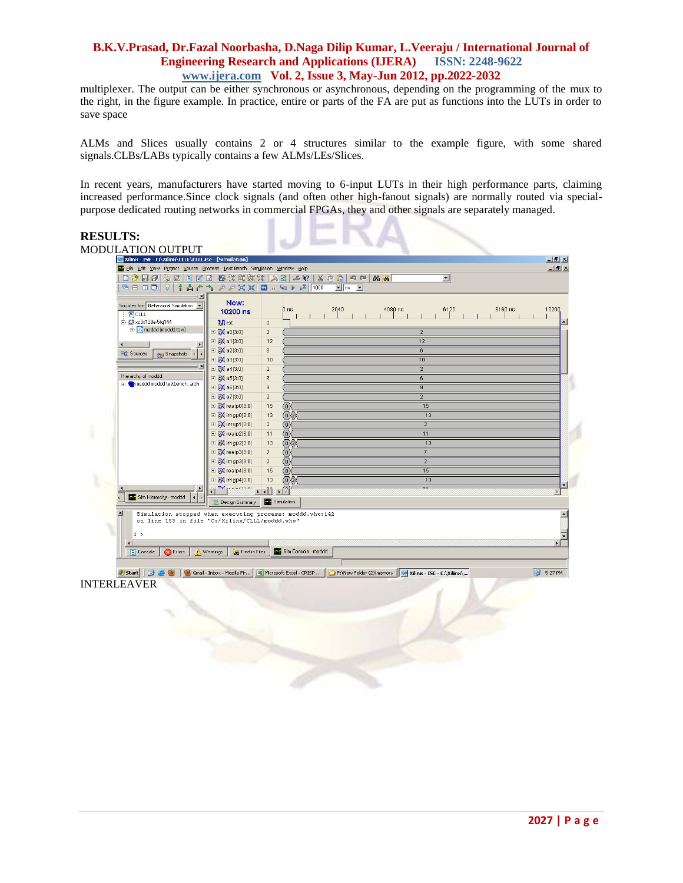multiplexer. The output can be either synchronous or asynchronous, depending on the programming of the mux to the right, in the figure example. In practice, entire or parts of the FA are put as functions into the LUTs in order to save space

ALMs and Slices usually contains 2 or 4 structures similar to the example figure, with some shared signals.CLBs/LABs typically contains a few ALMs/LEs/Slices.

In recent years, manufacturers have started moving to 6-input LUTs in their high performance parts, claiming increased performance.Since clock signals (and often other high-fanout signals) are normally routed via special-purpose dedicated routing networks in commercial FPGAs, they and other signals are separately managed.

## RESULTS:

MODULATION OUTPUT

INTERLEAVER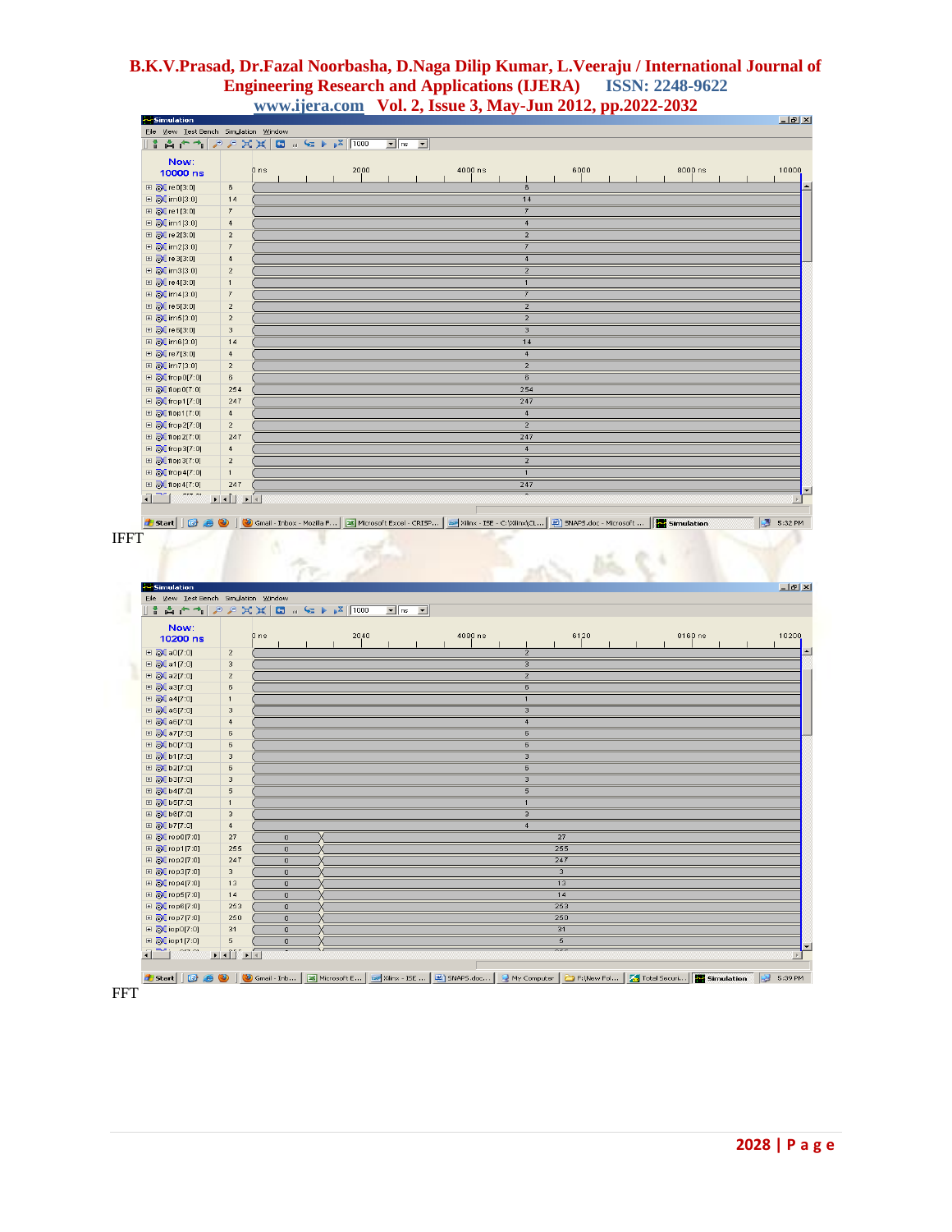IFFT

FFT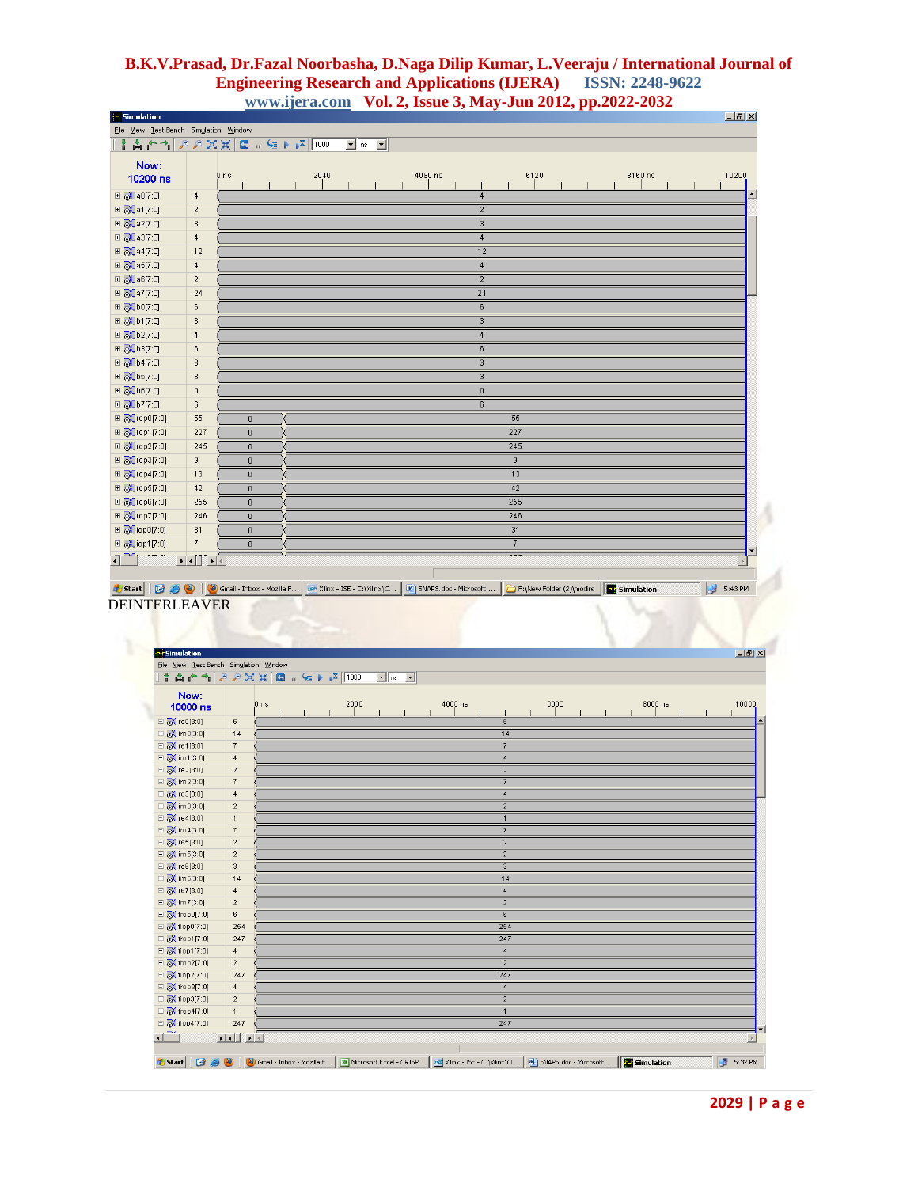DEINTERLEAVER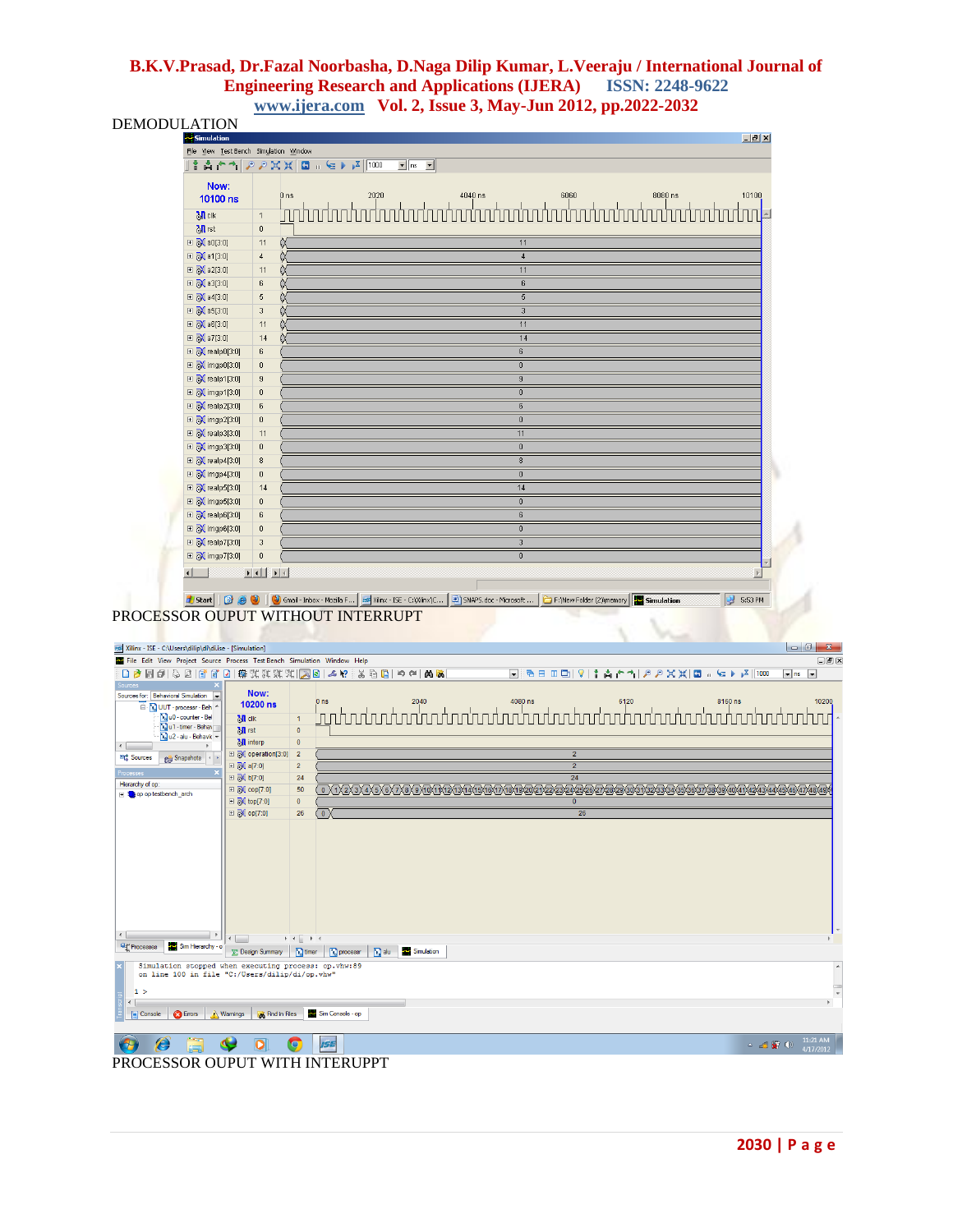DEMODULATION

PROCESSOR OUPUT WITHOUT INTERRUPT

PROCESSOR OUPUT WITH INTERUPPT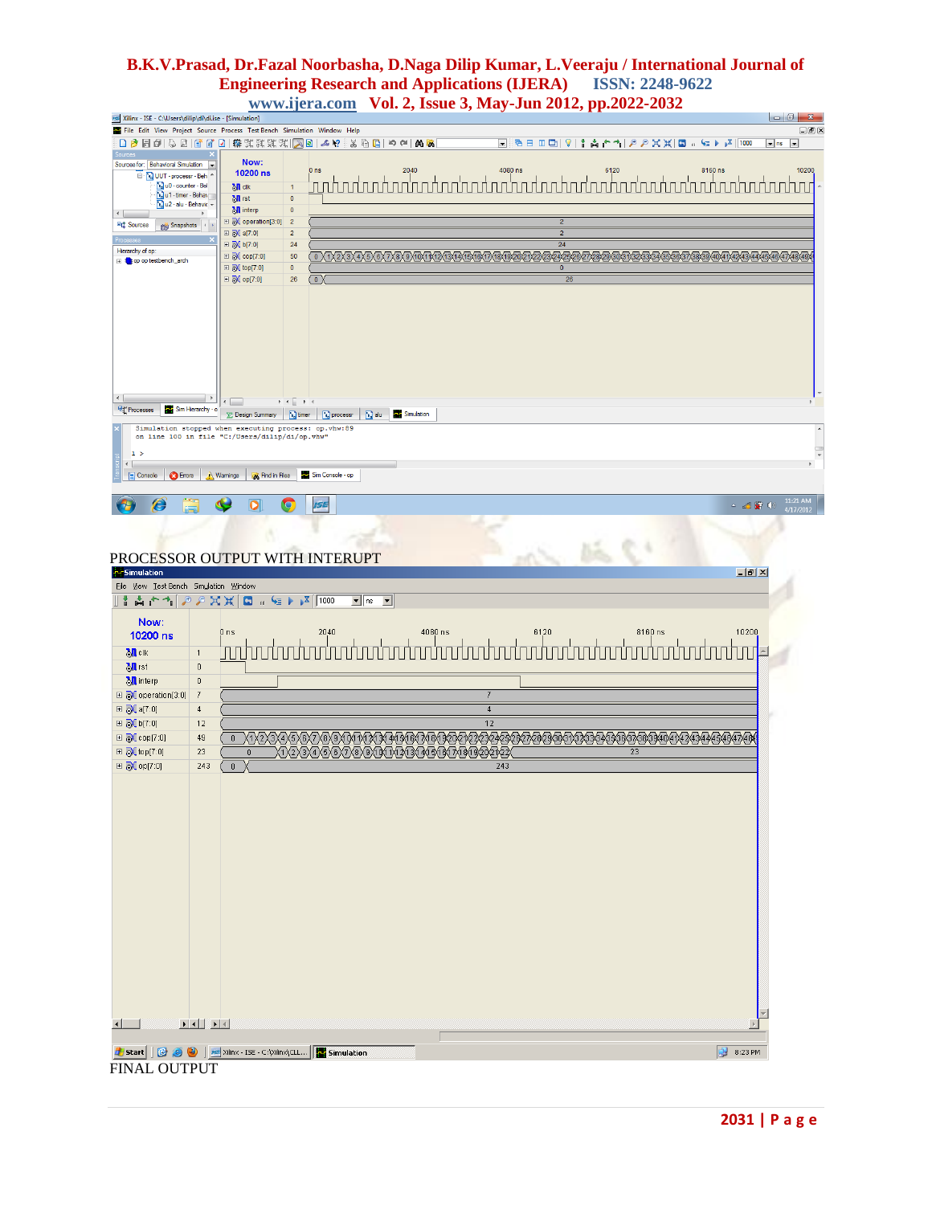PROCESSOR OUTPUT WITH INTERUPT

FINAL OUTPUT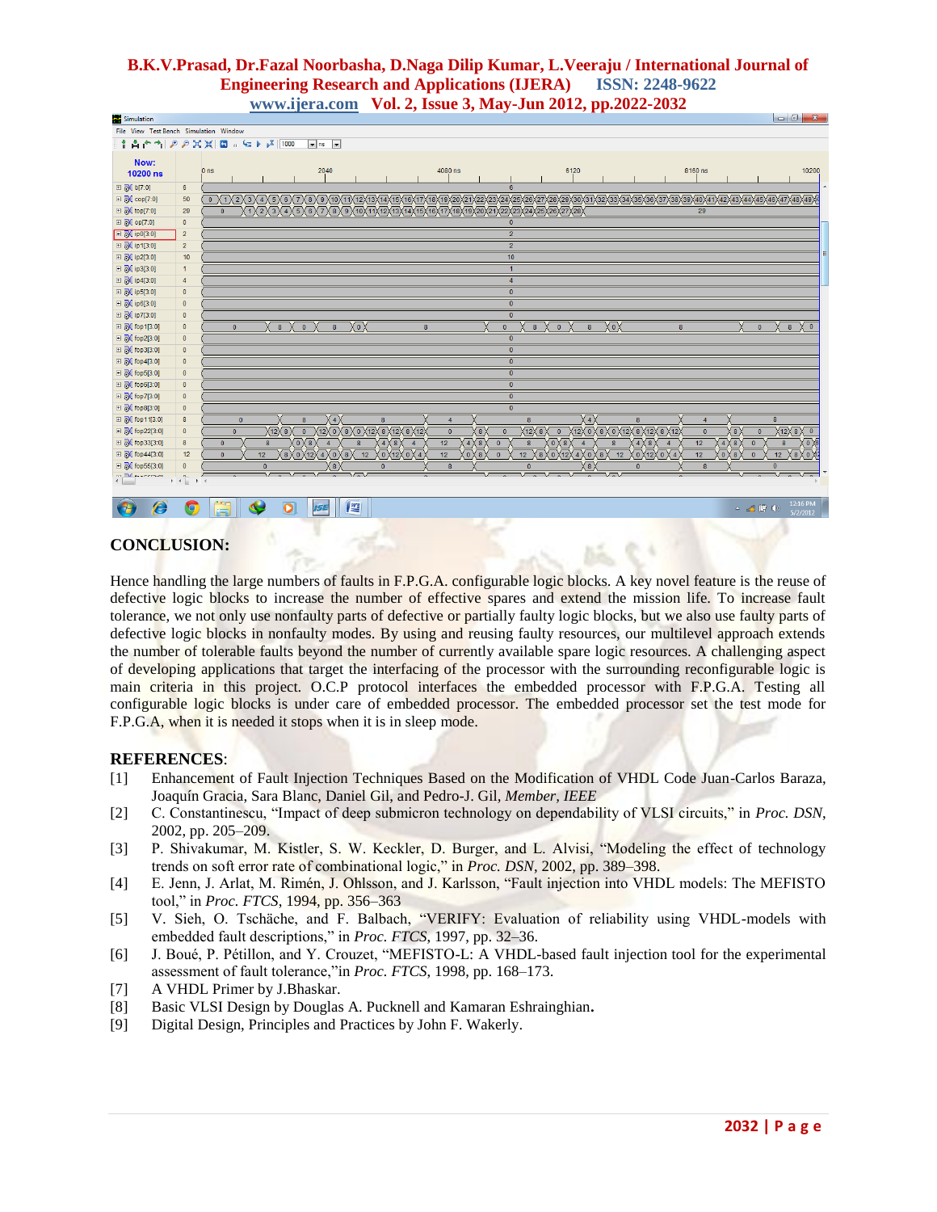## CONCLUSION:

Hence handling the large numbers of faults in F.P.G.A. configurable logic blocks. A key novel feature is the reuse of defective logic blocks to increase the number of effective spares and extend the mission life. To increase fault tolerance, we not only use nonfaulty parts of defective or partially faulty logic blocks, but we also use faulty parts of defective logic blocks in nonfaulty modes. By using and reusing faulty resources, our multilevel approach extends the number of tolerable faults beyond the number of currently available spare logic resources. A challenging aspect of developing applications that target the interfacing of the processor with the surrounding reconfigurable logic is main criteria in this project. O.C.P protocol interfaces the embedded processor with F.P.G.A. Testing all configurable logic blocks is under care of embedded processor. The embedded processor set the test mode for F.P.G.A, when it is needed it stops when it is in sleep mode.

## REFERENCES:

[1] Enhancement of Fault Injection Techniques Based on the Modification of VHDL Code Juan-Carlos Baraza, Joaquín Gracia, Sara Blanc, Daniel Gil, and Pedro-J. Gil, *Member, IEEE*

[2] C. Constantinescu, "Impact of deep submicron technology on dependability of VLSI circuits," in *Proc. DSN*, 2002, pp. 205–209.

[3] P. Shivakumar, M. Kistler, S. W. Keckler, D. Burger, and L. Alvisi, "Modeling the effect of technology trends on soft error rate of combinational logic," in *Proc. DSN*, 2002, pp. 389–398.

[4] E. Jenn, J. Arlat, M. Rimén, J. Ohlsson, and J. Karlsson, "Fault injection into VHDL models: The MEFISTO tool," in *Proc. FTCS*, 1994, pp. 356–363

[5] V. Sieh, O. Tschäche, and F. Balbach, "VERIFY: Evaluation of reliability using VHDL-models with embedded fault descriptions," in *Proc. FTCS*, 1997, pp. 32–36.

[6] J. Boué, P. Pétillon, and Y. Crouzet, "MEFISTO-L: A VHDL-based fault injection tool for the experimental assessment of fault tolerance,"in *Proc. FTCS*, 1998, pp. 168–173.

[7] A VHDL Primer by J.Bhaskar.

[8] Basic VLSI Design by Douglas A. Pucknell and Kamaran Eshrainghian**.**

[9] Digital Design, Principles and Practices by John F. Wakerly.